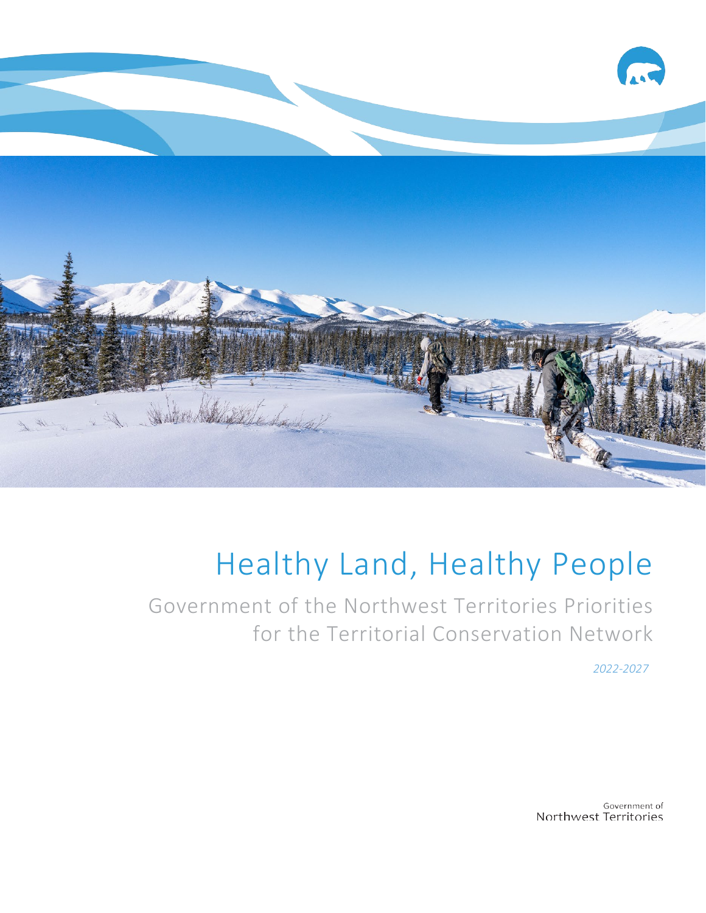# Healthy Land, Healthy People

## Government of the Northwest Territories Priorities for the Territorial Conservation Network

*2022-2027*

Government of Northwest Territories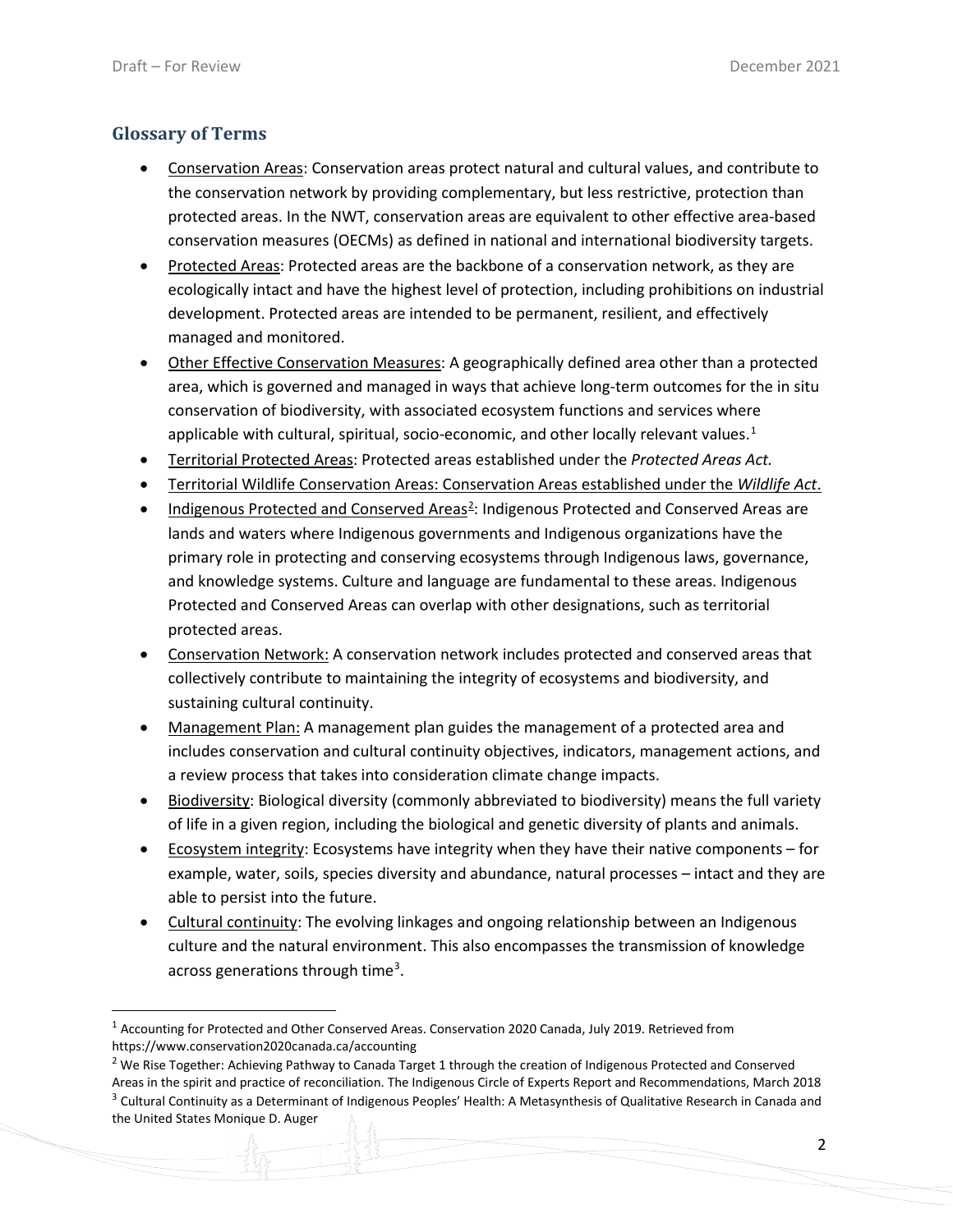## Glossary of Terms

- Conservation Areas: Conservation areas protect natural and cultural values, and contribute to the conservation network by providing complementary, but less restrictive, protection than protected areas. In the NWT, conservation areas are equivalent to other effective area-based conservation measures (OECMs) as defined in national and international biodiversity targets.
- Protected Areas: Protected areas are the backbone of a conservation network, as they are ecologically intact and have the highest level of protection, including prohibitions on industrial development. Protected areas are intended to be permanent, resilient, and effectively managed and monitored.
- Other Effective Conservation Measures: A geographically defined area other than a protected area, which is governed and managed in ways that achieve long-term outcomes for the in situ conservation of biodiversity, with associated ecosystem functions and services where applicable with cultural, spiritual, socio-economic, and other locally relevant values.[1]
- Territorial Protected Areas: Protected areas established under the *Protected Areas Act.*
- Territorial Wildlife Conservation Areas: Conservation Areas established under the *Wildlife Act*.
- Indigenous Protected and Conserved Areas[2]: Indigenous Protected and Conserved Areas are lands and waters where Indigenous governments and Indigenous organizations have the primary role in protecting and conserving ecosystems through Indigenous laws, governance, and knowledge systems. Culture and language are fundamental to these areas. Indigenous Protected and Conserved Areas can overlap with other designations, such as territorial protected areas.
- Conservation Network: A conservation network includes protected and conserved areas that collectively contribute to maintaining the integrity of ecosystems and biodiversity, and sustaining cultural continuity.
- Management Plan: A management plan guides the management of a protected area and includes conservation and cultural continuity objectives, indicators, management actions, and a review process that takes into consideration climate change impacts.
- Biodiversity: Biological diversity (commonly abbreviated to biodiversity) means the full variety of life in a given region, including the biological and genetic diversity of plants and animals.
- Ecosystem integrity: Ecosystems have integrity when they have their native components – for example, water, soils, species diversity and abundance, natural processes – intact and they are able to persist into the future.
- Cultural continuity: The evolving linkages and ongoing relationship between an Indigenous culture and the natural environment. This also encompasses the transmission of knowledge across generations through time[3].

[1] Accounting for Protected and Other Conserved Areas. Conservation 2020 Canada, July 2019. Retrieved from https://www.conservation2020canada.ca/accounting

[2] We Rise Together: Achieving Pathway to Canada Target 1 through the creation of Indigenous Protected and Conserved Areas in the spirit and practice of reconciliation. The Indigenous Circle of Experts Report and Recommendations, March 2018

[3] Cultural Continuity as a Determinant of Indigenous Peoples' Health: A Metasynthesis of Qualitative Research in Canada and the United States Monique D. Auger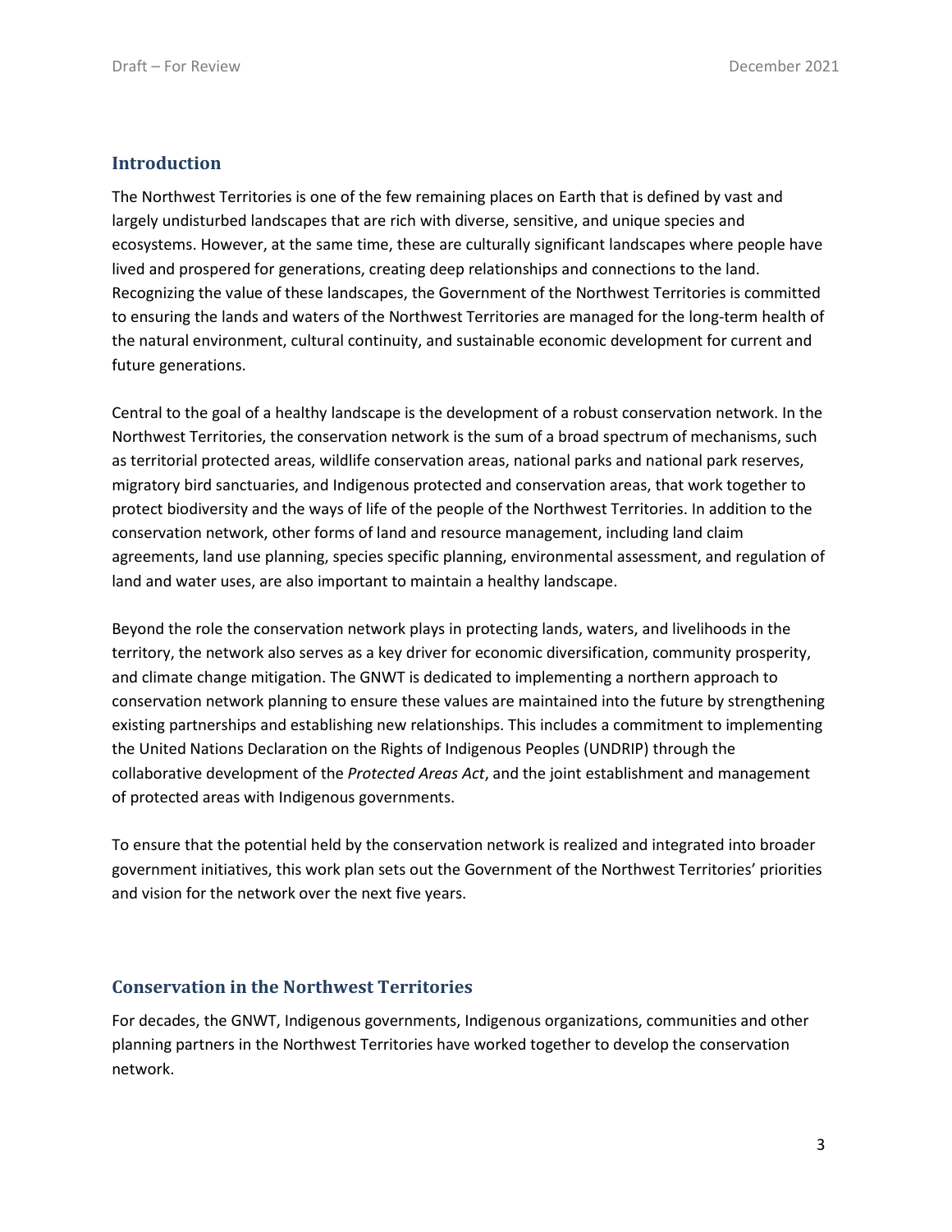## Introduction

The Northwest Territories is one of the few remaining places on Earth that is defined by vast and largely undisturbed landscapes that are rich with diverse, sensitive, and unique species and ecosystems. However, at the same time, these are culturally significant landscapes where people have lived and prospered for generations, creating deep relationships and connections to the land. Recognizing the value of these landscapes, the Government of the Northwest Territories is committed to ensuring the lands and waters of the Northwest Territories are managed for the long-term health of the natural environment, cultural continuity, and sustainable economic development for current and future generations.

Central to the goal of a healthy landscape is the development of a robust conservation network. In the Northwest Territories, the conservation network is the sum of a broad spectrum of mechanisms, such as territorial protected areas, wildlife conservation areas, national parks and national park reserves, migratory bird sanctuaries, and Indigenous protected and conservation areas, that work together to protect biodiversity and the ways of life of the people of the Northwest Territories. In addition to the conservation network, other forms of land and resource management, including land claim agreements, land use planning, species specific planning, environmental assessment, and regulation of land and water uses, are also important to maintain a healthy landscape.

Beyond the role the conservation network plays in protecting lands, waters, and livelihoods in the territory, the network also serves as a key driver for economic diversification, community prosperity, and climate change mitigation. The GNWT is dedicated to implementing a northern approach to conservation network planning to ensure these values are maintained into the future by strengthening existing partnerships and establishing new relationships. This includes a commitment to implementing the United Nations Declaration on the Rights of Indigenous Peoples (UNDRIP) through the collaborative development of the *Protected Areas Act*, and the joint establishment and management of protected areas with Indigenous governments.

To ensure that the potential held by the conservation network is realized and integrated into broader government initiatives, this work plan sets out the Government of the Northwest Territories' priorities and vision for the network over the next five years.

## Conservation in the Northwest Territories

For decades, the GNWT, Indigenous governments, Indigenous organizations, communities and other planning partners in the Northwest Territories have worked together to develop the conservation network.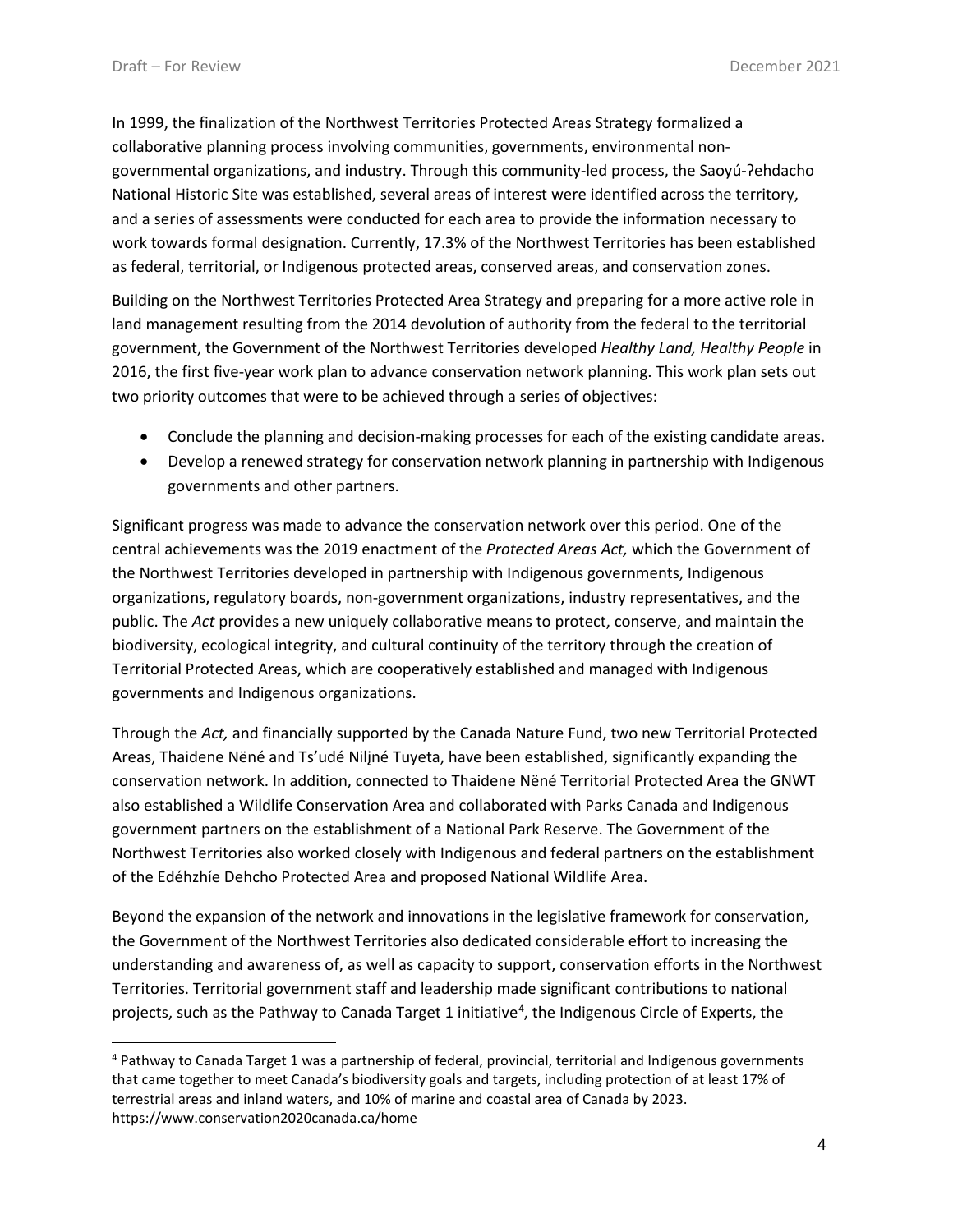In 1999, the finalization of the Northwest Territories Protected Areas Strategy formalized a collaborative planning process involving communities, governments, environmental non-governmental organizations, and industry. Through this community-led process, the Saoyú-ʔehdacho National Historic Site was established, several areas of interest were identified across the territory, and a series of assessments were conducted for each area to provide the information necessary to work towards formal designation. Currently, 17.3% of the Northwest Territories has been established as federal, territorial, or Indigenous protected areas, conserved areas, and conservation zones.

Building on the Northwest Territories Protected Area Strategy and preparing for a more active role in land management resulting from the 2014 devolution of authority from the federal to the territorial government, the Government of the Northwest Territories developed *Healthy Land, Healthy People* in 2016, the first five-year work plan to advance conservation network planning. This work plan sets out two priority outcomes that were to be achieved through a series of objectives:

- Conclude the planning and decision-making processes for each of the existing candidate areas.
- Develop a renewed strategy for conservation network planning in partnership with Indigenous governments and other partners.

Significant progress was made to advance the conservation network over this period. One of the central achievements was the 2019 enactment of the *Protected Areas Act,* which the Government of the Northwest Territories developed in partnership with Indigenous governments, Indigenous organizations, regulatory boards, non-government organizations, industry representatives, and the public. The *Act* provides a new uniquely collaborative means to protect, conserve, and maintain the biodiversity, ecological integrity, and cultural continuity of the territory through the creation of Territorial Protected Areas, which are cooperatively established and managed with Indigenous governments and Indigenous organizations.

Through the *Act,* and financially supported by the Canada Nature Fund, two new Territorial Protected Areas, Thaidene Nëné and Ts'udé Nilįné Tuyeta, have been established, significantly expanding the conservation network. In addition, connected to Thaidene Nëné Territorial Protected Area the GNWT also established a Wildlife Conservation Area and collaborated with Parks Canada and Indigenous government partners on the establishment of a National Park Reserve. The Government of the Northwest Territories also worked closely with Indigenous and federal partners on the establishment of the Edéhzhíe Dehcho Protected Area and proposed National Wildlife Area.

Beyond the expansion of the network and innovations in the legislative framework for conservation, the Government of the Northwest Territories also dedicated considerable effort to increasing the understanding and awareness of, as well as capacity to support, conservation efforts in the Northwest Territories. Territorial government staff and leadership made significant contributions to national projects, such as the Pathway to Canada Target 1 initiative[4], the Indigenous Circle of Experts, the

[4] Pathway to Canada Target 1 was a partnership of federal, provincial, territorial and Indigenous governments that came together to meet Canada's biodiversity goals and targets, including protection of at least 17% of terrestrial areas and inland waters, and 10% of marine and coastal area of Canada by 2023. https://www.conservation2020canada.ca/home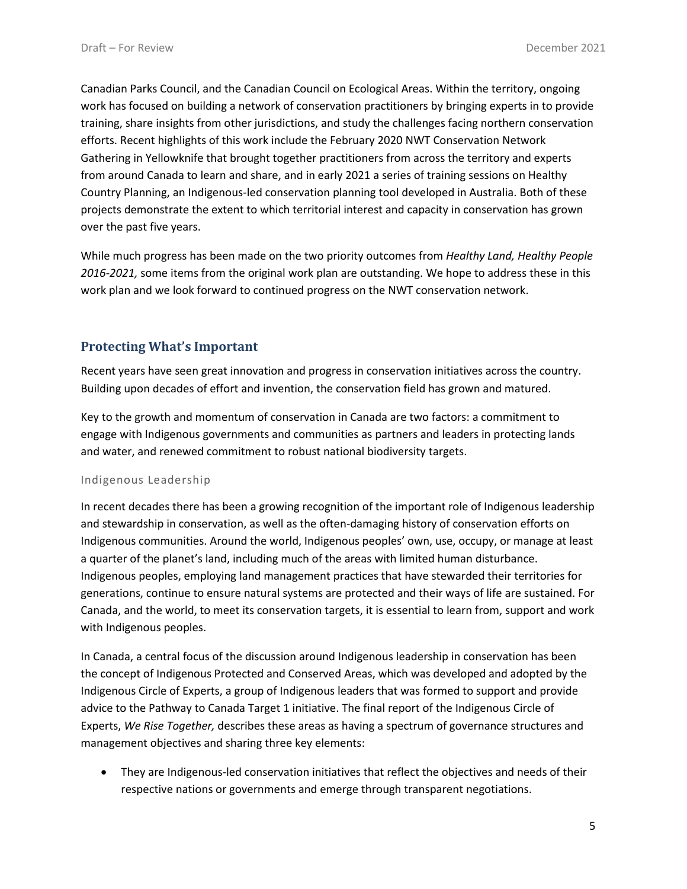Canadian Parks Council, and the Canadian Council on Ecological Areas. Within the territory, ongoing work has focused on building a network of conservation practitioners by bringing experts in to provide training, share insights from other jurisdictions, and study the challenges facing northern conservation efforts. Recent highlights of this work include the February 2020 NWT Conservation Network Gathering in Yellowknife that brought together practitioners from across the territory and experts from around Canada to learn and share, and in early 2021 a series of training sessions on Healthy Country Planning, an Indigenous-led conservation planning tool developed in Australia. Both of these projects demonstrate the extent to which territorial interest and capacity in conservation has grown over the past five years.

While much progress has been made on the two priority outcomes from *Healthy Land, Healthy People 2016-2021,* some items from the original work plan are outstanding. We hope to address these in this work plan and we look forward to continued progress on the NWT conservation network.

## Protecting What's Important

Recent years have seen great innovation and progress in conservation initiatives across the country. Building upon decades of effort and invention, the conservation field has grown and matured.

Key to the growth and momentum of conservation in Canada are two factors: a commitment to engage with Indigenous governments and communities as partners and leaders in protecting lands and water, and renewed commitment to robust national biodiversity targets.

### Indigenous Leadership

In recent decades there has been a growing recognition of the important role of Indigenous leadership and stewardship in conservation, as well as the often-damaging history of conservation efforts on Indigenous communities. Around the world, Indigenous peoples' own, use, occupy, or manage at least a quarter of the planet's land, including much of the areas with limited human disturbance. Indigenous peoples, employing land management practices that have stewarded their territories for generations, continue to ensure natural systems are protected and their ways of life are sustained. For Canada, and the world, to meet its conservation targets, it is essential to learn from, support and work with Indigenous peoples.

In Canada, a central focus of the discussion around Indigenous leadership in conservation has been the concept of Indigenous Protected and Conserved Areas, which was developed and adopted by the Indigenous Circle of Experts, a group of Indigenous leaders that was formed to support and provide advice to the Pathway to Canada Target 1 initiative. The final report of the Indigenous Circle of Experts, *We Rise Together,* describes these areas as having a spectrum of governance structures and management objectives and sharing three key elements:

- They are Indigenous-led conservation initiatives that reflect the objectives and needs of their respective nations or governments and emerge through transparent negotiations.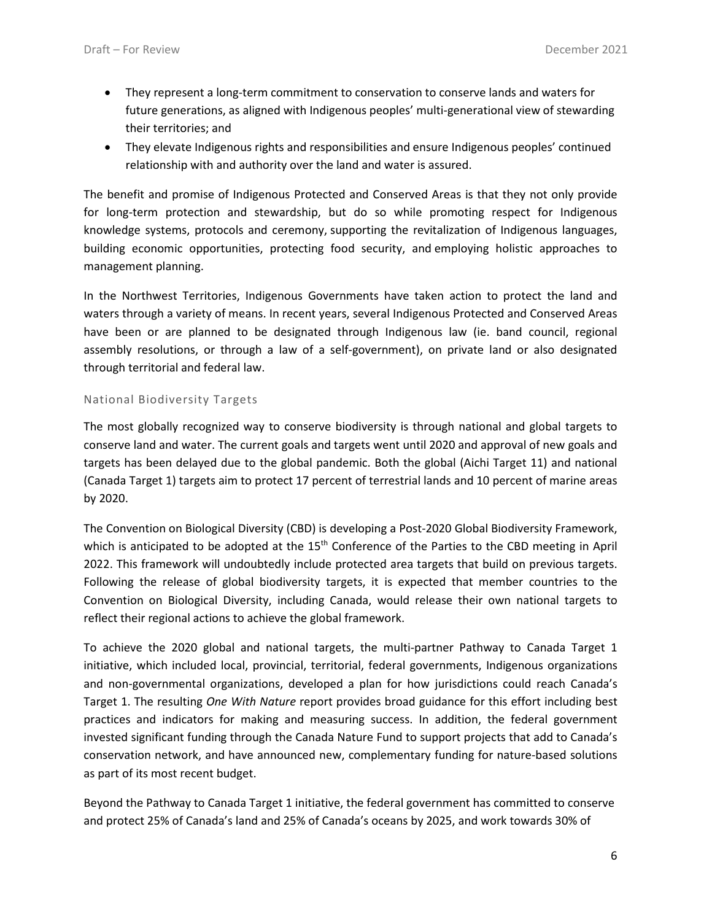- They represent a long-term commitment to conservation to conserve lands and waters for future generations, as aligned with Indigenous peoples' multi-generational view of stewarding their territories; and
- They elevate Indigenous rights and responsibilities and ensure Indigenous peoples' continued relationship with and authority over the land and water is assured.

The benefit and promise of Indigenous Protected and Conserved Areas is that they not only provide for long-term protection and stewardship, but do so while promoting respect for Indigenous knowledge systems, protocols and ceremony, supporting the revitalization of Indigenous languages, building economic opportunities, protecting food security, and employing holistic approaches to management planning.

In the Northwest Territories, Indigenous Governments have taken action to protect the land and waters through a variety of means. In recent years, several Indigenous Protected and Conserved Areas have been or are planned to be designated through Indigenous law (ie. band council, regional assembly resolutions, or through a law of a self-government), on private land or also designated through territorial and federal law.

### National Biodiversity Targets

The most globally recognized way to conserve biodiversity is through national and global targets to conserve land and water. The current goals and targets went until 2020 and approval of new goals and targets has been delayed due to the global pandemic. Both the global (Aichi Target 11) and national (Canada Target 1) targets aim to protect 17 percent of terrestrial lands and 10 percent of marine areas by 2020.

The Convention on Biological Diversity (CBD) is developing a Post-2020 Global Biodiversity Framework, which is anticipated to be adopted at the 15th Conference of the Parties to the CBD meeting in April 2022. This framework will undoubtedly include protected area targets that build on previous targets. Following the release of global biodiversity targets, it is expected that member countries to the Convention on Biological Diversity, including Canada, would release their own national targets to reflect their regional actions to achieve the global framework.

To achieve the 2020 global and national targets, the multi-partner Pathway to Canada Target 1 initiative, which included local, provincial, territorial, federal governments, Indigenous organizations and non-governmental organizations, developed a plan for how jurisdictions could reach Canada's Target 1. The resulting *One With Nature* report provides broad guidance for this effort including best practices and indicators for making and measuring success. In addition, the federal government invested significant funding through the Canada Nature Fund to support projects that add to Canada's conservation network, and have announced new, complementary funding for nature-based solutions as part of its most recent budget.

Beyond the Pathway to Canada Target 1 initiative, the federal government has committed to conserve and protect 25% of Canada's land and 25% of Canada's oceans by 2025, and work towards 30% of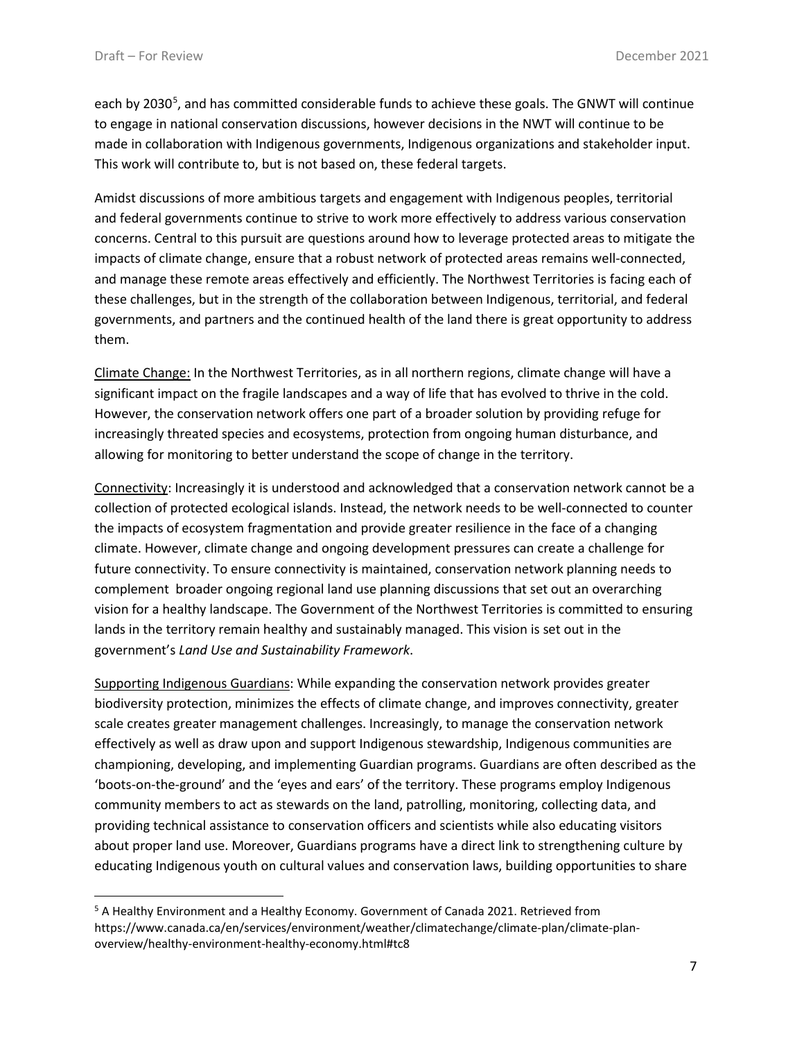each by 2030[5], and has committed considerable funds to achieve these goals. The GNWT will continue to engage in national conservation discussions, however decisions in the NWT will continue to be made in collaboration with Indigenous governments, Indigenous organizations and stakeholder input. This work will contribute to, but is not based on, these federal targets.

Amidst discussions of more ambitious targets and engagement with Indigenous peoples, territorial and federal governments continue to strive to work more effectively to address various conservation concerns. Central to this pursuit are questions around how to leverage protected areas to mitigate the impacts of climate change, ensure that a robust network of protected areas remains well-connected, and manage these remote areas effectively and efficiently. The Northwest Territories is facing each of these challenges, but in the strength of the collaboration between Indigenous, territorial, and federal governments, and partners and the continued health of the land there is great opportunity to address them.

Climate Change: In the Northwest Territories, as in all northern regions, climate change will have a significant impact on the fragile landscapes and a way of life that has evolved to thrive in the cold. However, the conservation network offers one part of a broader solution by providing refuge for increasingly threated species and ecosystems, protection from ongoing human disturbance, and allowing for monitoring to better understand the scope of change in the territory.

Connectivity: Increasingly it is understood and acknowledged that a conservation network cannot be a collection of protected ecological islands. Instead, the network needs to be well-connected to counter the impacts of ecosystem fragmentation and provide greater resilience in the face of a changing climate. However, climate change and ongoing development pressures can create a challenge for future connectivity. To ensure connectivity is maintained, conservation network planning needs to complement broader ongoing regional land use planning discussions that set out an overarching vision for a healthy landscape. The Government of the Northwest Territories is committed to ensuring lands in the territory remain healthy and sustainably managed. This vision is set out in the government's *Land Use and Sustainability Framework*.

Supporting Indigenous Guardians: While expanding the conservation network provides greater biodiversity protection, minimizes the effects of climate change, and improves connectivity, greater scale creates greater management challenges. Increasingly, to manage the conservation network effectively as well as draw upon and support Indigenous stewardship, Indigenous communities are championing, developing, and implementing Guardian programs. Guardians are often described as the 'boots-on-the-ground' and the 'eyes and ears' of the territory. These programs employ Indigenous community members to act as stewards on the land, patrolling, monitoring, collecting data, and providing technical assistance to conservation officers and scientists while also educating visitors about proper land use. Moreover, Guardians programs have a direct link to strengthening culture by educating Indigenous youth on cultural values and conservation laws, building opportunities to share

---

[5] A Healthy Environment and a Healthy Economy. Government of Canada 2021. Retrieved from https://www.canada.ca/en/services/environment/weather/climatechange/climate-plan/climate-plan-overview/healthy-environment-healthy-economy.html#tc8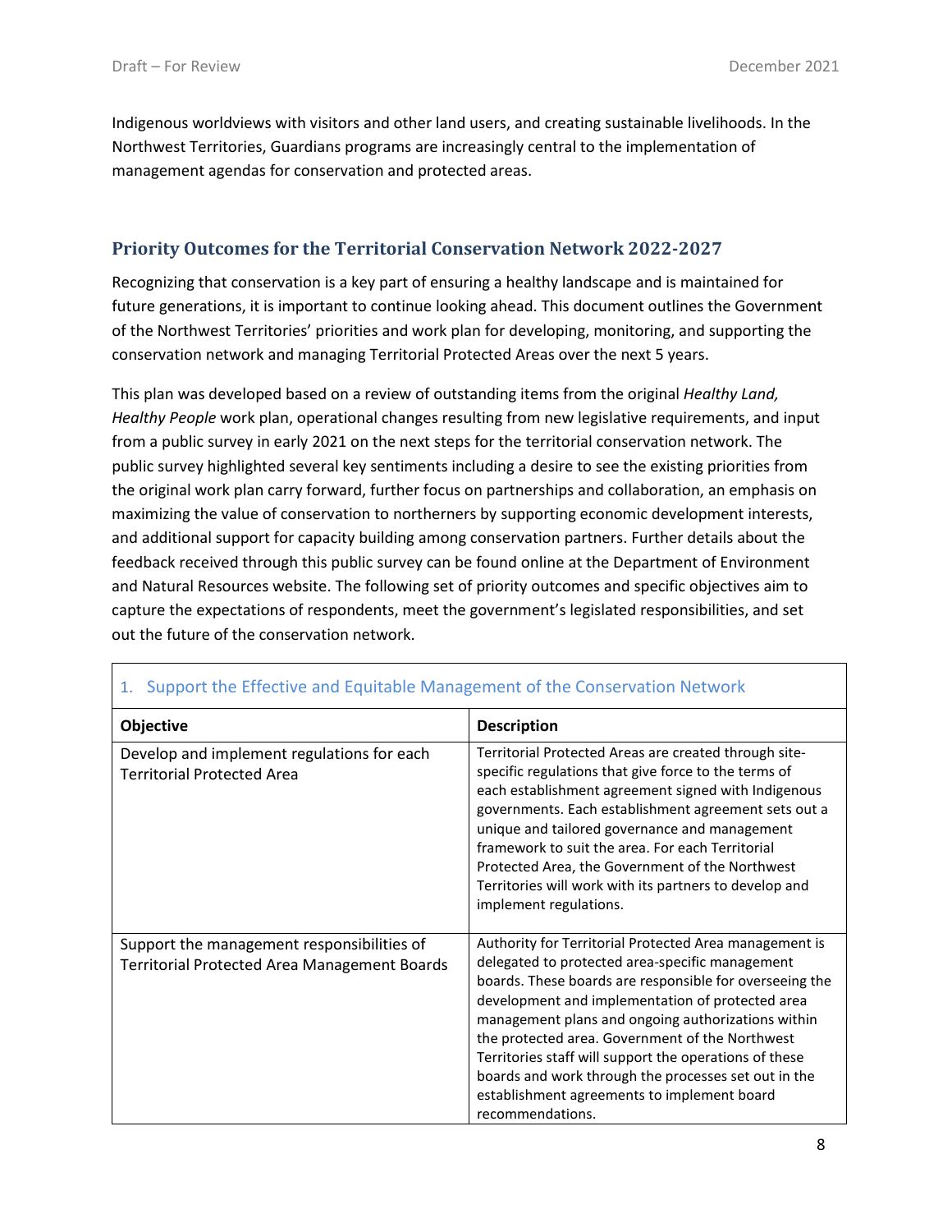Indigenous worldviews with visitors and other land users, and creating sustainable livelihoods. In the Northwest Territories, Guardians programs are increasingly central to the implementation of management agendas for conservation and protected areas.

## Priority Outcomes for the Territorial Conservation Network 2022-2027

Recognizing that conservation is a key part of ensuring a healthy landscape and is maintained for future generations, it is important to continue looking ahead. This document outlines the Government of the Northwest Territories' priorities and work plan for developing, monitoring, and supporting the conservation network and managing Territorial Protected Areas over the next 5 years.

This plan was developed based on a review of outstanding items from the original *Healthy Land, Healthy People* work plan, operational changes resulting from new legislative requirements, and input from a public survey in early 2021 on the next steps for the territorial conservation network. The public survey highlighted several key sentiments including a desire to see the existing priorities from the original work plan carry forward, further focus on partnerships and collaboration, an emphasis on maximizing the value of conservation to northerners by supporting economic development interests, and additional support for capacity building among conservation partners. Further details about the feedback received through this public survey can be found online at the Department of Environment and Natural Resources website. The following set of priority outcomes and specific objectives aim to capture the expectations of respondents, meet the government's legislated responsibilities, and set out the future of the conservation network.

### 1. Support the Effective and Equitable Management of the Conservation Network

| Objective | Description |
| --- | --- |
| Develop and implement regulations for each Territorial Protected Area | Territorial Protected Areas are created through site-specific regulations that give force to the terms of each establishment agreement signed with Indigenous governments. Each establishment agreement sets out a unique and tailored governance and management framework to suit the area. For each Territorial Protected Area, the Government of the Northwest Territories will work with its partners to develop and implement regulations. |
| Support the management responsibilities of Territorial Protected Area Management Boards | Authority for Territorial Protected Area management is delegated to protected area-specific management boards. These boards are responsible for overseeing the development and implementation of protected area management plans and ongoing authorizations within the protected area. Government of the Northwest Territories staff will support the operations of these boards and work through the processes set out in the establishment agreements to implement board recommendations. |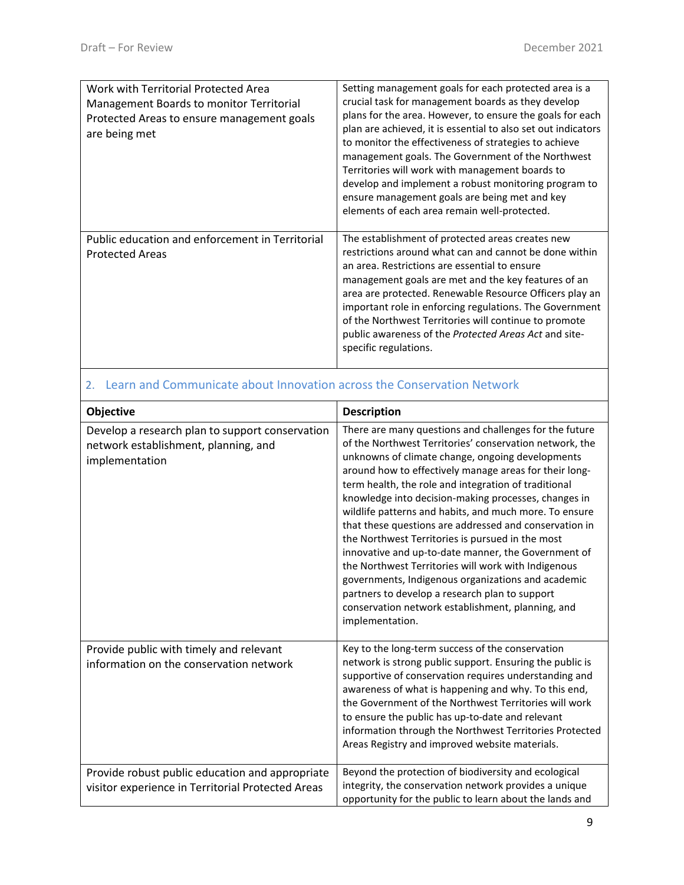| | |
|---|---|
| Work with Territorial Protected Area Management Boards to monitor Territorial Protected Areas to ensure management goals are being met | Setting management goals for each protected area is a crucial task for management boards as they develop plans for the area. However, to ensure the goals for each plan are achieved, it is essential to also set out indicators to monitor the effectiveness of strategies to achieve management goals. The Government of the Northwest Territories will work with management boards to develop and implement a robust monitoring program to ensure management goals are being met and key elements of each area remain well-protected. |
| Public education and enforcement in Territorial Protected Areas | The establishment of protected areas creates new restrictions around what can and cannot be done within an area. Restrictions are essential to ensure management goals are met and the key features of an area are protected. Renewable Resource Officers play an important role in enforcing regulations. The Government of the Northwest Territories will continue to promote public awareness of the *Protected Areas Act* and site-specific regulations. |

## 2. Learn and Communicate about Innovation across the Conservation Network

| Objective | Description |
|---|---|
| Develop a research plan to support conservation network establishment, planning, and implementation | There are many questions and challenges for the future of the Northwest Territories' conservation network, the unknowns of climate change, ongoing developments around how to effectively manage areas for their long-term health, the role and integration of traditional knowledge into decision-making processes, changes in wildlife patterns and habits, and much more. To ensure that these questions are addressed and conservation in the Northwest Territories is pursued in the most innovative and up-to-date manner, the Government of the Northwest Territories will work with Indigenous governments, Indigenous organizations and academic partners to develop a research plan to support conservation network establishment, planning, and implementation. |
| Provide public with timely and relevant information on the conservation network | Key to the long-term success of the conservation network is strong public support. Ensuring the public is supportive of conservation requires understanding and awareness of what is happening and why. To this end, the Government of the Northwest Territories will work to ensure the public has up-to-date and relevant information through the Northwest Territories Protected Areas Registry and improved website materials. |
| Provide robust public education and appropriate visitor experience in Territorial Protected Areas | Beyond the protection of biodiversity and ecological integrity, the conservation network provides a unique opportunity for the public to learn about the lands and |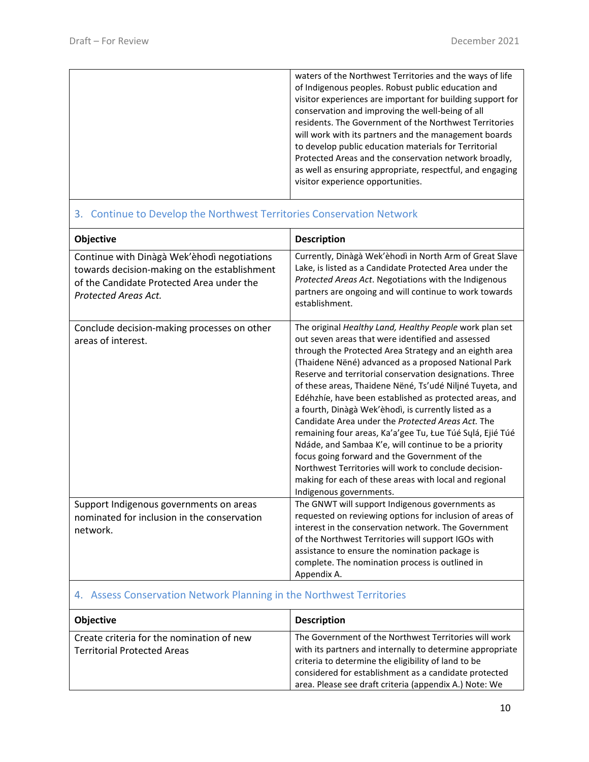| | |
|---|---|
| | waters of the Northwest Territories and the ways of life of Indigenous peoples. Robust public education and visitor experiences are important for building support for conservation and improving the well-being of all residents. The Government of the Northwest Territories will work with its partners and the management boards to develop public education materials for Territorial Protected Areas and the conservation network broadly, as well as ensuring appropriate, respectful, and engaging visitor experience opportunities. |

### 3. Continue to Develop the Northwest Territories Conservation Network

| Objective | Description |
|---|---|
| Continue with Dinàgà Wek'èhodì negotiations towards decision-making on the establishment of the Candidate Protected Area under the *Protected Areas Act.* | Currently, Dinàgà Wek'èhodì in North Arm of Great Slave Lake, is listed as a Candidate Protected Area under the *Protected Areas Act*. Negotiations with the Indigenous partners are ongoing and will continue to work towards establishment. |
| Conclude decision-making processes on other areas of interest. | The original *Healthy Land, Healthy People* work plan set out seven areas that were identified and assessed through the Protected Area Strategy and an eighth area (Thaidene Nëné) advanced as a proposed National Park Reserve and territorial conservation designations. Three of these areas, Thaidene Nëné, Ts'udé Niljné Tuyeta, and Edéhzhíe, have been established as protected areas, and a fourth, Dinàgà Wek'èhodì, is currently listed as a Candidate Area under the *Protected Areas Act.* The remaining four areas, Ka'a'gee Tu, Łue Túé Sųlá, Ejié Túé Ndáde, and Sambaa K'e, will continue to be a priority focus going forward and the Government of the Northwest Territories will work to conclude decision-making for each of these areas with local and regional Indigenous governments. |
| Support Indigenous governments on areas nominated for inclusion in the conservation network. | The GNWT will support Indigenous governments as requested on reviewing options for inclusion of areas of interest in the conservation network. The Government of the Northwest Territories will support IGOs with assistance to ensure the nomination package is complete. The nomination process is outlined in Appendix A. |

### 4. Assess Conservation Network Planning in the Northwest Territories

| Objective | Description |
|---|---|
| Create criteria for the nomination of new Territorial Protected Areas | The Government of the Northwest Territories will work with its partners and internally to determine appropriate criteria to determine the eligibility of land to be considered for establishment as a candidate protected area. Please see draft criteria (appendix A.) Note: We |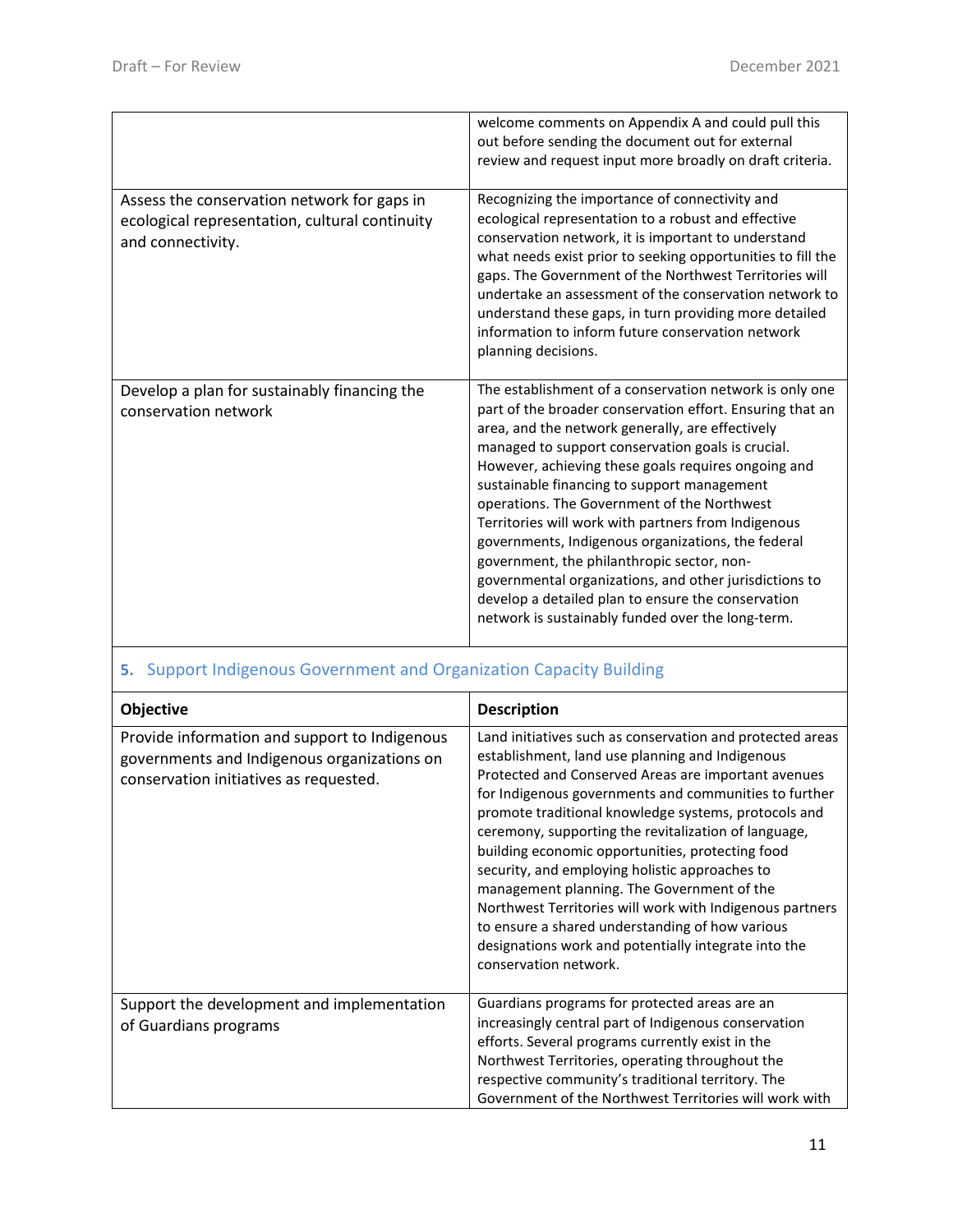| | |
|---|---|
| | welcome comments on Appendix A and could pull this out before sending the document out for external review and request input more broadly on draft criteria. |
| Assess the conservation network for gaps in ecological representation, cultural continuity and connectivity. | Recognizing the importance of connectivity and ecological representation to a robust and effective conservation network, it is important to understand what needs exist prior to seeking opportunities to fill the gaps. The Government of the Northwest Territories will undertake an assessment of the conservation network to understand these gaps, in turn providing more detailed information to inform future conservation network planning decisions. |
| Develop a plan for sustainably financing the conservation network | The establishment of a conservation network is only one part of the broader conservation effort. Ensuring that an area, and the network generally, are effectively managed to support conservation goals is crucial. However, achieving these goals requires ongoing and sustainable financing to support management operations. The Government of the Northwest Territories will work with partners from Indigenous governments, Indigenous organizations, the federal government, the philanthropic sector, non-governmental organizations, and other jurisdictions to develop a detailed plan to ensure the conservation network is sustainably funded over the long-term. |

## 5. Support Indigenous Government and Organization Capacity Building

| Objective | Description |
|---|---|
| Provide information and support to Indigenous governments and Indigenous organizations on conservation initiatives as requested. | Land initiatives such as conservation and protected areas establishment, land use planning and Indigenous Protected and Conserved Areas are important avenues for Indigenous governments and communities to further promote traditional knowledge systems, protocols and ceremony, supporting the revitalization of language, building economic opportunities, protecting food security, and employing holistic approaches to management planning. The Government of the Northwest Territories will work with Indigenous partners to ensure a shared understanding of how various designations work and potentially integrate into the conservation network. |
| Support the development and implementation of Guardians programs | Guardians programs for protected areas are an increasingly central part of Indigenous conservation efforts. Several programs currently exist in the Northwest Territories, operating throughout the respective community's traditional territory. The Government of the Northwest Territories will work with |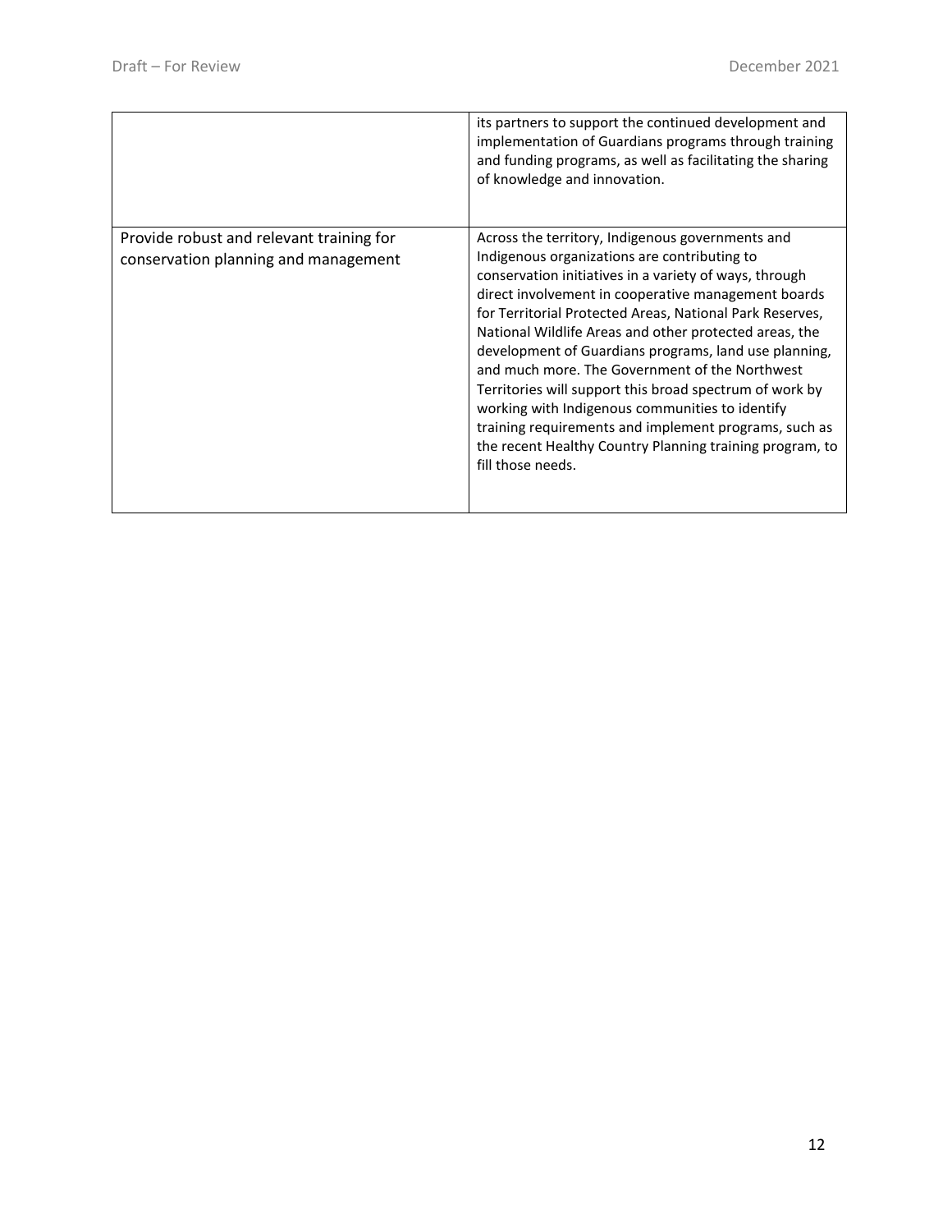| | |
|---|---|
| | its partners to support the continued development and implementation of Guardians programs through training and funding programs, as well as facilitating the sharing of knowledge and innovation. |
| Provide robust and relevant training for conservation planning and management | Across the territory, Indigenous governments and Indigenous organizations are contributing to conservation initiatives in a variety of ways, through direct involvement in cooperative management boards for Territorial Protected Areas, National Park Reserves, National Wildlife Areas and other protected areas, the development of Guardians programs, land use planning, and much more. The Government of the Northwest Territories will support this broad spectrum of work by working with Indigenous communities to identify training requirements and implement programs, such as the recent Healthy Country Planning training program, to fill those needs. |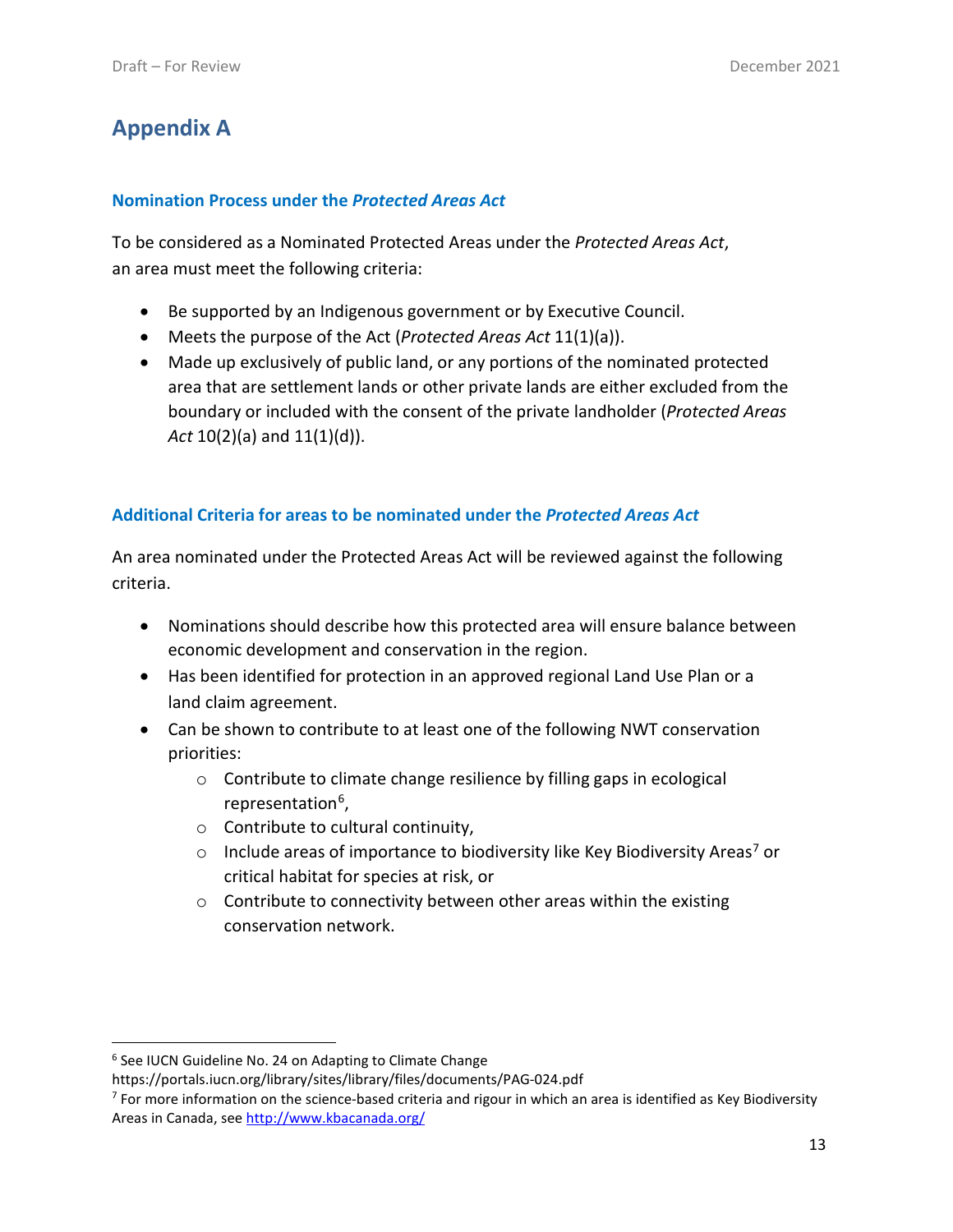# Appendix A

### Nomination Process under the *Protected Areas Act*

To be considered as a Nominated Protected Areas under the *Protected Areas Act*, an area must meet the following criteria:

- Be supported by an Indigenous government or by Executive Council.
- Meets the purpose of the Act (*Protected Areas Act* 11(1)(a)).
- Made up exclusively of public land, or any portions of the nominated protected area that are settlement lands or other private lands are either excluded from the boundary or included with the consent of the private landholder (*Protected Areas Act* 10(2)(a) and 11(1)(d)).

### Additional Criteria for areas to be nominated under the *Protected Areas Act*

An area nominated under the Protected Areas Act will be reviewed against the following criteria.

- Nominations should describe how this protected area will ensure balance between economic development and conservation in the region.
- Has been identified for protection in an approved regional Land Use Plan or a land claim agreement.
- Can be shown to contribute to at least one of the following NWT conservation priorities:
  - Contribute to climate change resilience by filling gaps in ecological representation[6],
  - Contribute to cultural continuity,
  - Include areas of importance to biodiversity like Key Biodiversity Areas[7] or critical habitat for species at risk, or
  - Contribute to connectivity between other areas within the existing conservation network.

---

[6] See IUCN Guideline No. 24 on Adapting to Climate Change https://portals.iucn.org/library/sites/library/files/documents/PAG-024.pdf

[7] For more information on the science-based criteria and rigour in which an area is identified as Key Biodiversity Areas in Canada, see http://www.kbacanada.org/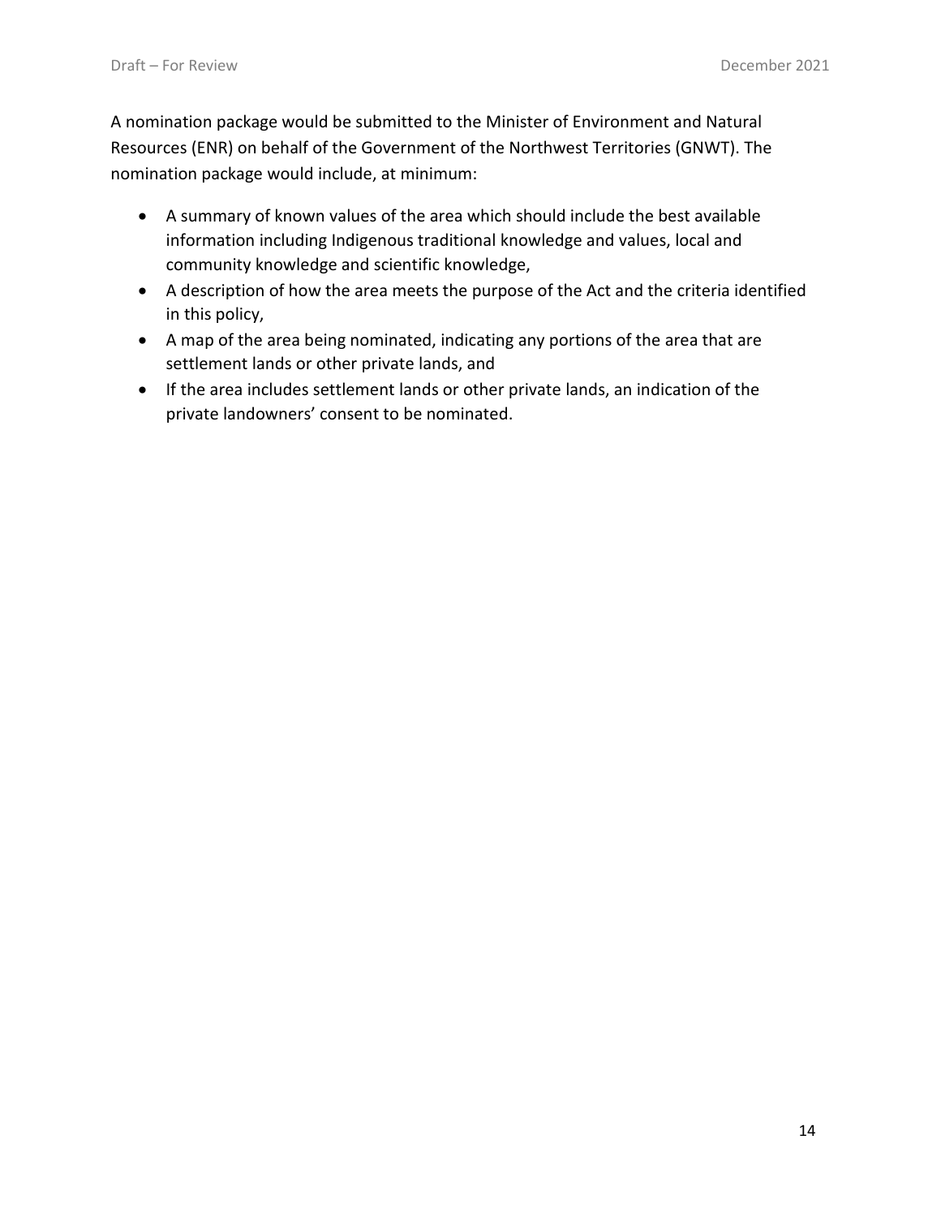A nomination package would be submitted to the Minister of Environment and Natural Resources (ENR) on behalf of the Government of the Northwest Territories (GNWT). The nomination package would include, at minimum:

- A summary of known values of the area which should include the best available information including Indigenous traditional knowledge and values, local and community knowledge and scientific knowledge,
- A description of how the area meets the purpose of the Act and the criteria identified in this policy,
- A map of the area being nominated, indicating any portions of the area that are settlement lands or other private lands, and
- If the area includes settlement lands or other private lands, an indication of the private landowners' consent to be nominated.